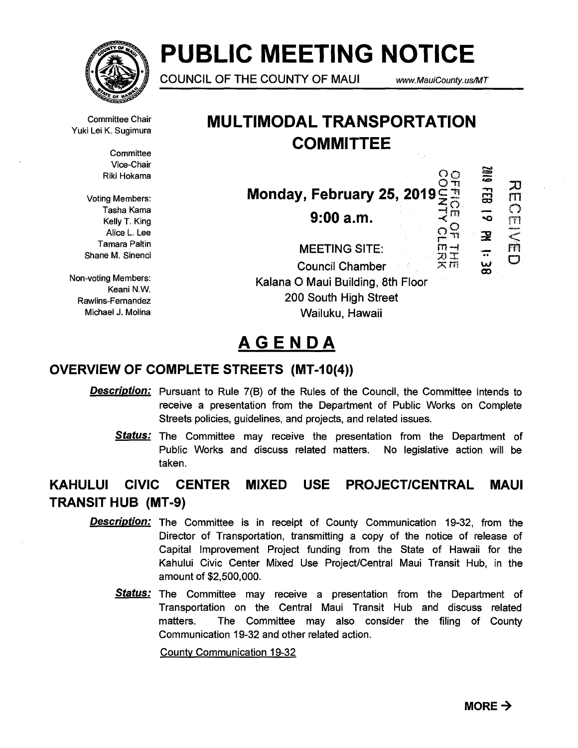# PUBLIC MEETING NOTICE

COUNCIL OF THE COUNTY OF MAUI www.MauiCounty.us/MT

Committee Chair
Yuki Lei K. Sugimura

Committee Vice-Chair
Riki Hokama

Voting Members:
Tasha Kama
Kelly T. King
Alice L. Lee
Tamara Paltin
Shane M. Sinenci

Non-voting Members:
Keani N.W. Rawlins-Fernandez
Michael J. Molina

## MULTIMODAL TRANSPORTATION COMMITTEE

**Monday, February 25, 2019**

**9:00 a.m.**

MEETING SITE:
Council Chamber
Kalana O Maui Building, 8th Floor
200 South High Street
Wailuku, Hawaii

OFFICE OF THE COUNTY CLERK

2019 FEB 19 PM 1:38

RECEIVED

# AGENDA

## OVERVIEW OF COMPLETE STREETS (MT-10(4))

***Description:*** Pursuant to Rule 7(B) of the Rules of the Council, the Committee intends to receive a presentation from the Department of Public Works on Complete Streets policies, guidelines, and projects, and related issues.

***Status:*** The Committee may receive the presentation from the Department of Public Works and discuss related matters. No legislative action will be taken.

## KAHULUI CIVIC CENTER MIXED USE PROJECT/CENTRAL MAUI TRANSIT HUB (MT-9)

***Description:*** The Committee is in receipt of County Communication 19-32, from the Director of Transportation, transmitting a copy of the notice of release of Capital Improvement Project funding from the State of Hawaii for the Kahului Civic Center Mixed Use Project/Central Maui Transit Hub, in the amount of $2,500,000.

***Status:*** The Committee may receive a presentation from the Department of Transportation on the Central Maui Transit Hub and discuss related matters. The Committee may also consider the filing of County Communication 19-32 and other related action.

County Communication 19-32

**MORE →**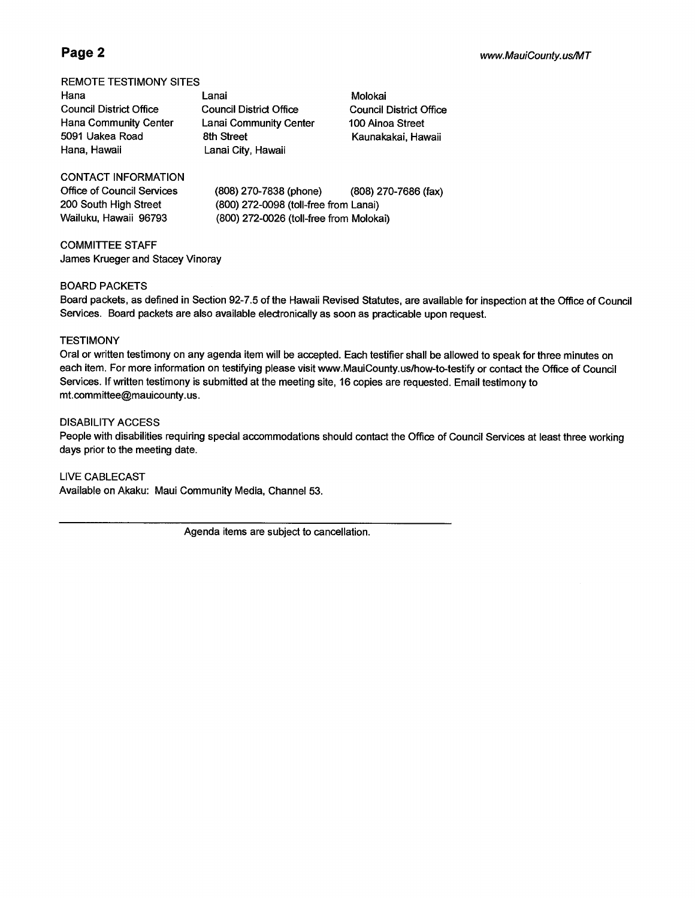REMOTE TESTIMONY SITES

| Hana | Lanai | Molokai |
| --- | --- | --- |
| Council District Office | Council District Office | Council District Office |
| Hana Community Center | Lanai Community Center | 100 Ainoa Street |
| 5091 Uakea Road | 8th Street | Kaunakakai, Hawaii |
| Hana, Hawaii | Lanai City, Hawaii | |

CONTACT INFORMATION

| | | |
| --- | --- | --- |
| Office of Council Services | (808) 270-7838 (phone) | (808) 270-7686 (fax) |
| 200 South High Street | (800) 272-0098 (toll-free from Lanai) | |
| Wailuku, Hawaii 96793 | (800) 272-0026 (toll-free from Molokai) | |

COMMITTEE STAFF

James Krueger and Stacey Vinoray

BOARD PACKETS

Board packets, as defined in Section 92-7.5 of the Hawaii Revised Statutes, are available for inspection at the Office of Council Services. Board packets are also available electronically as soon as practicable upon request.

TESTIMONY

Oral or written testimony on any agenda item will be accepted. Each testifier shall be allowed to speak for three minutes on each item. For more information on testifying please visit www.MauiCounty.us/how-to-testify or contact the Office of Council Services. If written testimony is submitted at the meeting site, 16 copies are requested. Email testimony to mt.committee@mauicounty.us.

DISABILITY ACCESS

People with disabilities requiring special accommodations should contact the Office of Council Services at least three working days prior to the meeting date.

LIVE CABLECAST

Available on Akaku: Maui Community Media, Channel 53.

---

Agenda items are subject to cancellation.